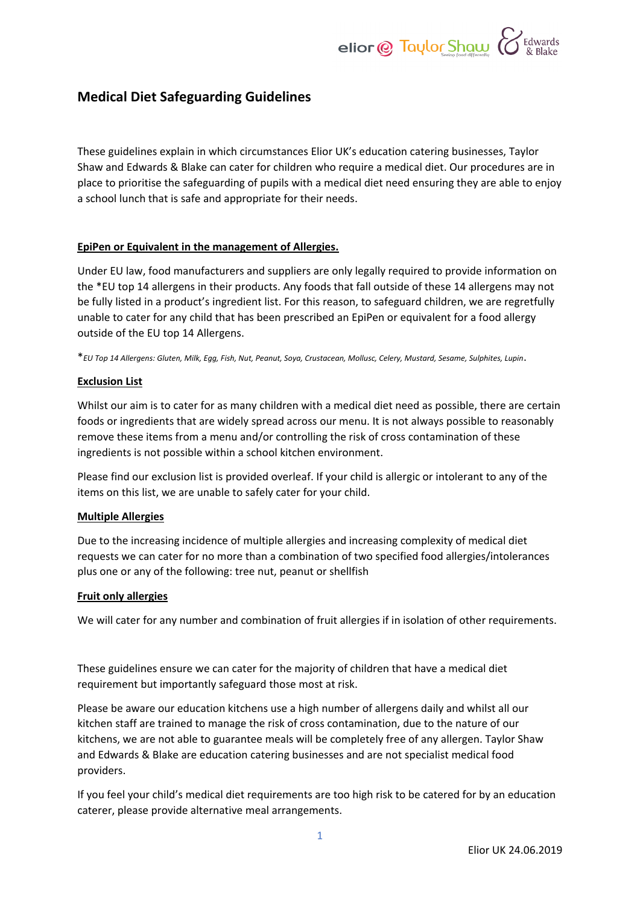# Medical Diet Safeguarding Guidelines

These guidelines explain in which circumstances Elior UK's education catering businesses, Taylor Shaw and Edwards & Blake can cater for children who require a medical diet. Our procedures are in place to prioritise the safeguarding of pupils with a medical diet need ensuring they are able to enjoy a school lunch that is safe and appropriate for their needs.

**EpiPen or Equivalent in the management of Allergies.**

Under EU law, food manufacturers and suppliers are only legally required to provide information on the *EU top 14 allergens in their products. Any foods that fall outside of these 14 allergens may not be fully listed in a product's ingredient list. For this reason, to safeguard children, we are regretfully unable to cater for any child that has been prescribed an EpiPen or equivalent for a food allergy outside of the EU top 14 Allergens.

**EU Top 14 Allergens: Gluten, Milk, Egg, Fish, Nut, Peanut, Soya, Crustacean, Mollusc, Celery, Mustard, Sesame, Sulphites, Lupin.*

**Exclusion List**

Whilst our aim is to cater for as many children with a medical diet need as possible, there are certain foods or ingredients that are widely spread across our menu. It is not always possible to reasonably remove these items from a menu and/or controlling the risk of cross contamination of these ingredients is not possible within a school kitchen environment.

Please find our exclusion list is provided overleaf. If your child is allergic or intolerant to any of the items on this list, we are unable to safely cater for your child.

**Multiple Allergies**

Due to the increasing incidence of multiple allergies and increasing complexity of medical diet requests we can cater for no more than a combination of two specified food allergies/intolerances plus one or any of the following: tree nut, peanut or shellfish

**Fruit only allergies**

We will cater for any number and combination of fruit allergies if in isolation of other requirements.

These guidelines ensure we can cater for the majority of children that have a medical diet requirement but importantly safeguard those most at risk.

Please be aware our education kitchens use a high number of allergens daily and whilst all our kitchen staff are trained to manage the risk of cross contamination, due to the nature of our kitchens, we are not able to guarantee meals will be completely free of any allergen. Taylor Shaw and Edwards & Blake are education catering businesses and are not specialist medical food providers.

If you feel your child's medical diet requirements are too high risk to be catered for by an education caterer, please provide alternative meal arrangements.

Elior UK 24.06.2019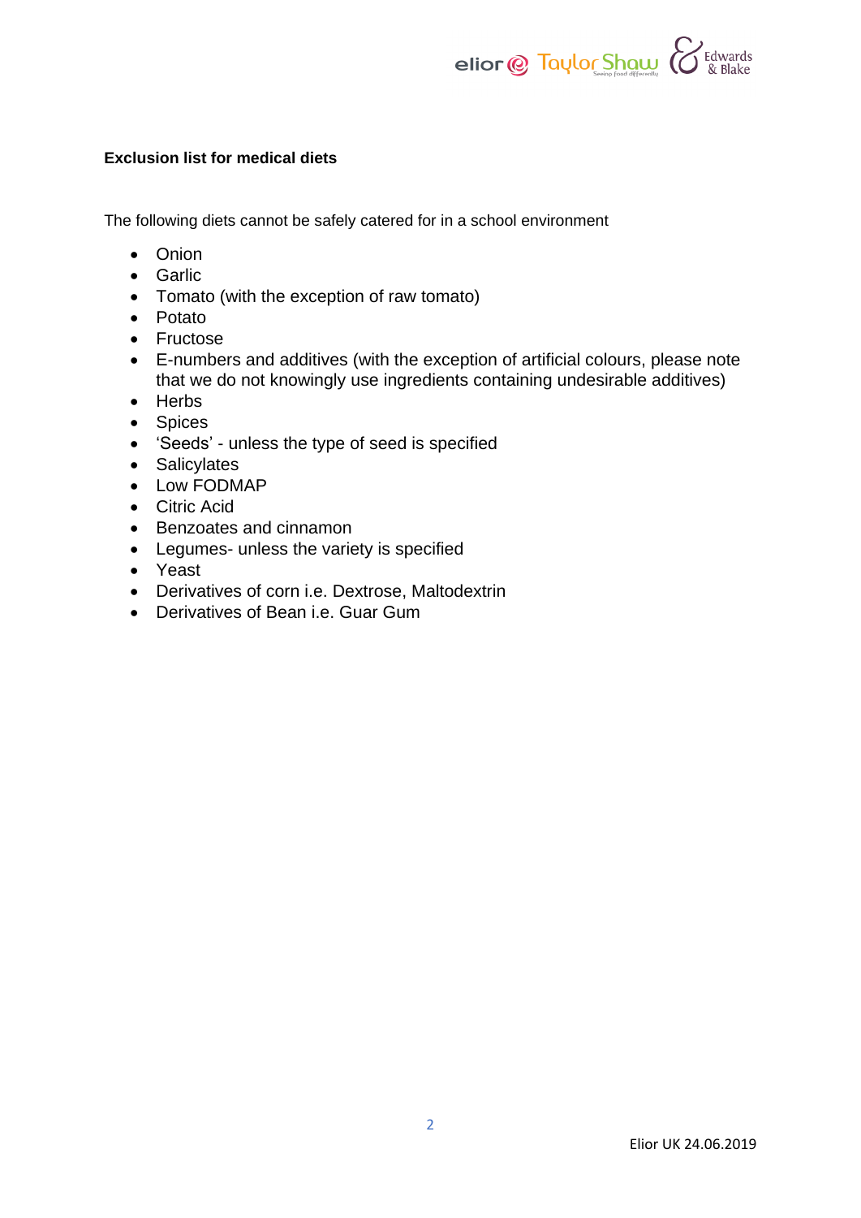**Exclusion list for medical diets**

The following diets cannot be safely catered for in a school environment

- Onion
- Garlic
- Tomato (with the exception of raw tomato)
- Potato
- Fructose
- E-numbers and additives (with the exception of artificial colours, please note that we do not knowingly use ingredients containing undesirable additives)
- Herbs
- Spices
- 'Seeds' - unless the type of seed is specified
- Salicylates
- Low FODMAP
- Citric Acid
- Benzoates and cinnamon
- Legumes- unless the variety is specified
- Yeast
- Derivatives of corn i.e. Dextrose, Maltodextrin
- Derivatives of Bean i.e. Guar Gum

Elior UK 24.06.2019